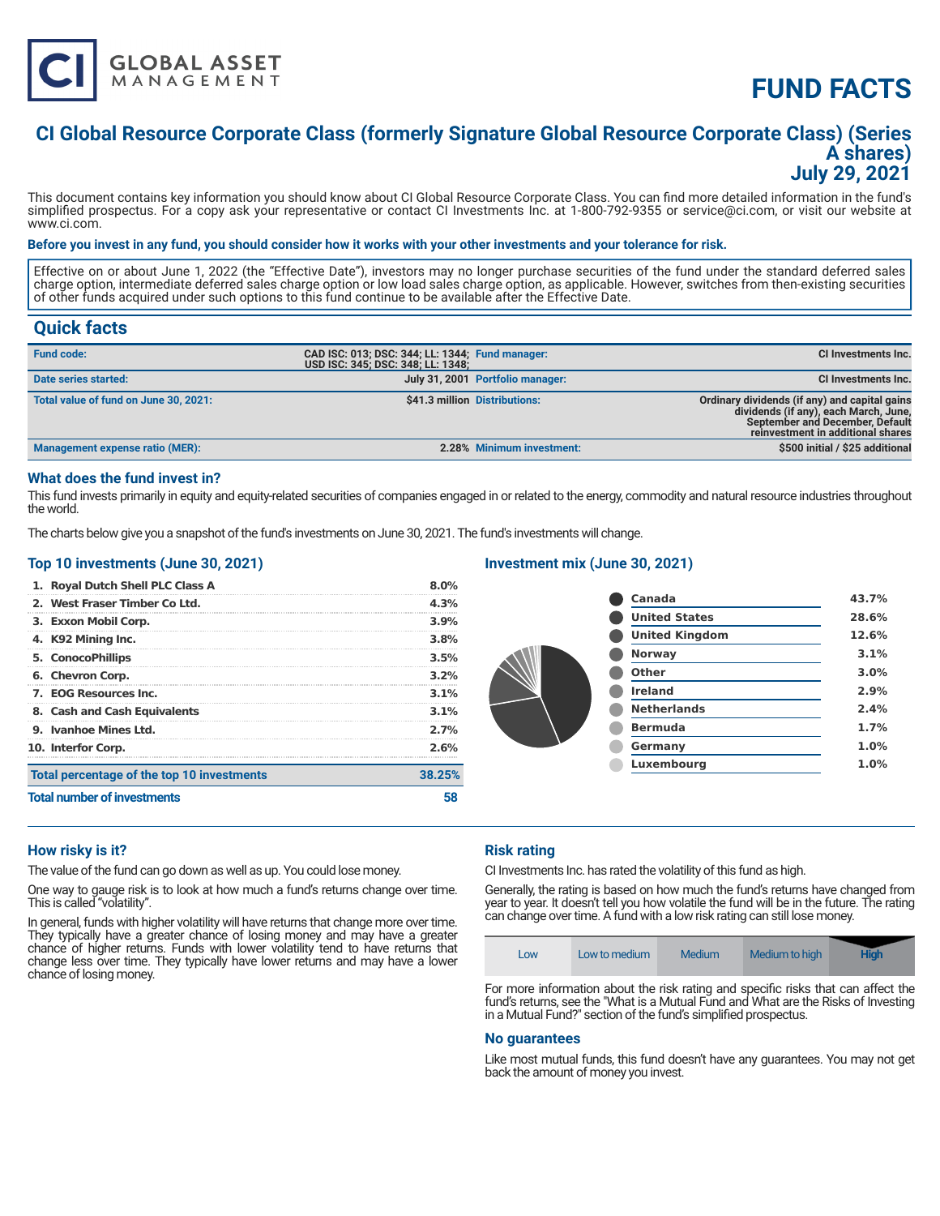# FUND FACTS

## CI Global Resource Corporate Class (formerly Signature Global Resource Corporate Class) (Series A shares)
## July 29, 2021

This document contains key information you should know about CI Global Resource Corporate Class. You can find more detailed information in the fund's simplified prospectus. For a copy ask your representative or contact CI Investments Inc. at 1-800-792-9355 or service@ci.com, or visit our website at www.ci.com.

**Before you invest in any fund, you should consider how it works with your other investments and your tolerance for risk.**

Effective on or about June 1, 2022 (the "Effective Date"), investors may no longer purchase securities of the fund under the standard deferred sales charge option, intermediate deferred sales charge option or low load sales charge option, as applicable. However, switches from then-existing securities of other funds acquired under such options to this fund continue to be available after the Effective Date.

## Quick facts

| | | | |
|---|---|---|---|
| **Fund code:** | **CAD ISC: 013; DSC: 344; LL: 1344; USD ISC: 345; DSC: 348; LL: 1348;** | **Fund manager:** | **CI Investments Inc.** |
| **Date series started:** | **July 31, 2001** | **Portfolio manager:** | **CI Investments Inc.** |
| **Total value of fund on June 30, 2021:** | **$41.3 million** | **Distributions:** | **Ordinary dividends (if any) and capital gains dividends (if any), each March, June, September and December, Default reinvestment in additional shares** |
| **Management expense ratio (MER):** | **2.28%** | **Minimum investment:** | **$500 initial / $25 additional** |

## What does the fund invest in?

This fund invests primarily in equity and equity-related securities of companies engaged in or related to the energy, commodity and natural resource industries throughout the world.

The charts below give you a snapshot of the fund's investments on June 30, 2021. The fund's investments will change.

### Top 10 investments (June 30, 2021)

| | |
|---|---|
| 1. Royal Dutch Shell PLC Class A | 8.0% |
| 2. West Fraser Timber Co Ltd. | 4.3% |
| 3. Exxon Mobil Corp. | 3.9% |
| 4. K92 Mining Inc. | 3.8% |
| 5. ConocoPhillips | 3.5% |
| 6. Chevron Corp. | 3.2% |
| 7. EOG Resources Inc. | 3.1% |
| 8. Cash and Cash Equivalents | 3.1% |
| 9. Ivanhoe Mines Ltd. | 2.7% |
| 10. Interfor Corp. | 2.6% |
| **Total percentage of the top 10 investments** | **38.25%** |
| **Total number of investments** | **58** |

### Investment mix (June 30, 2021)

| | |
|---|---|
| Canada | 43.7% |
| United States | 28.6% |
| United Kingdom | 12.6% |
| Norway | 3.1% |
| Other | 3.0% |
| Ireland | 2.9% |
| Netherlands | 2.4% |
| Bermuda | 1.7% |
| Germany | 1.0% |
| Luxembourg | 1.0% |

## How risky is it?

The value of the fund can go down as well as up. You could lose money.

One way to gauge risk is to look at how much a fund's returns change over time. This is called "volatility".

In general, funds with higher volatility will have returns that change more over time. They typically have a greater chance of losing money and may have a greater chance of higher returns. Funds with lower volatility tend to have returns that change less over time. They typically have lower returns and may have a lower chance of losing money.

## Risk rating

CI Investments Inc. has rated the volatility of this fund as high.

Generally, the rating is based on how much the fund's returns have changed from year to year. It doesn't tell you how volatile the fund will be in the future. The rating can change over time. A fund with a low risk rating can still lose money.

| Low | Low to medium | Medium | Medium to high | **High** |
|---|---|---|---|---|

For more information about the risk rating and specific risks that can affect the fund's returns, see the "What is a Mutual Fund and What are the Risks of Investing in a Mutual Fund?" section of the fund's simplified prospectus.

## No guarantees

Like most mutual funds, this fund doesn't have any guarantees. You may not get back the amount of money you invest.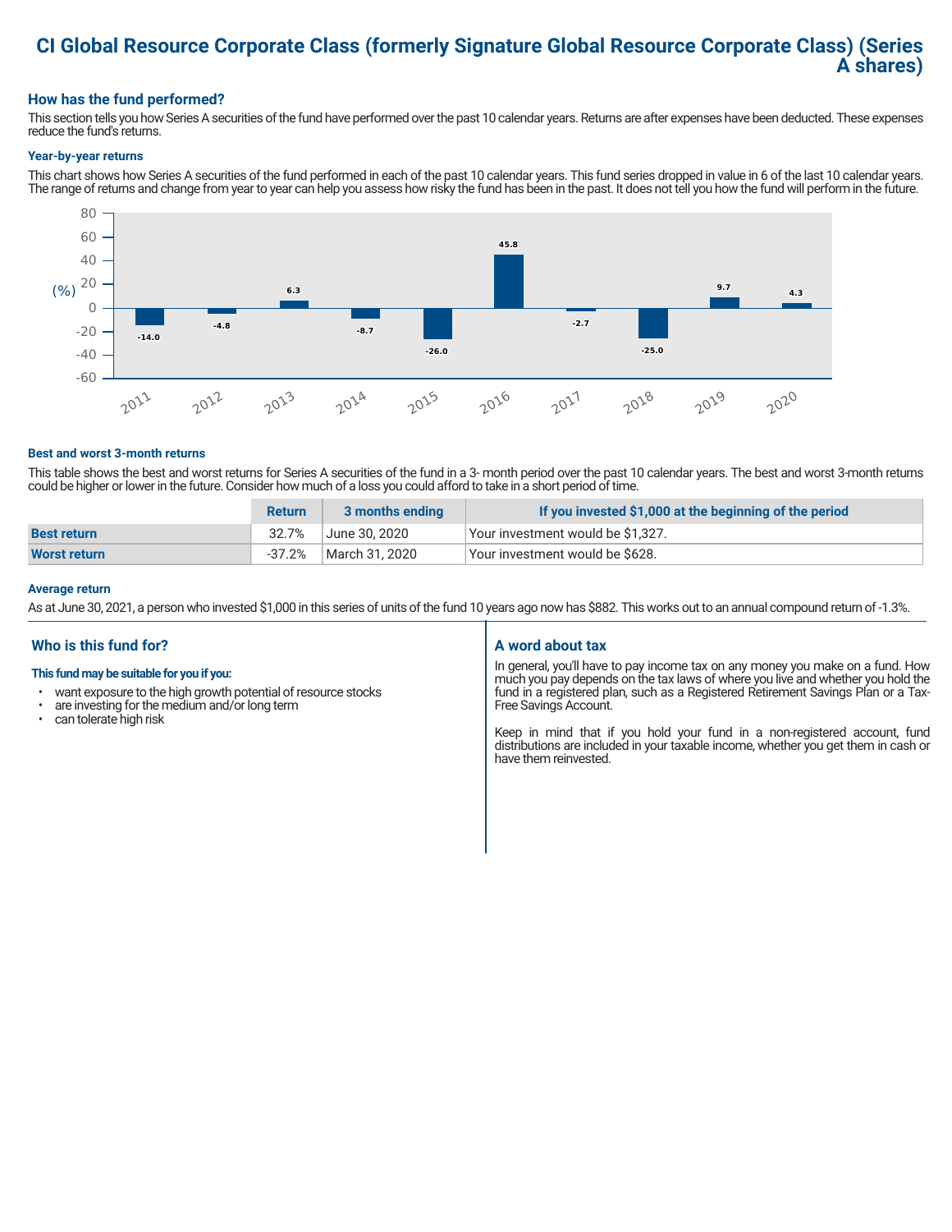# CI Global Resource Corporate Class (formerly Signature Global Resource Corporate Class) (Series A shares)

## How has the fund performed?

This section tells you how Series A securities of the fund have performed over the past 10 calendar years. Returns are after expenses have been deducted. These expenses reduce the fund's returns.

### Year-by-year returns

This chart shows how Series A securities of the fund performed in each of the past 10 calendar years. This fund series dropped in value in 6 of the last 10 calendar years. The range of returns and change from year to year can help you assess how risky the fund has been in the past. It does not tell you how the fund will perform in the future.

| Year | Return (%) |
|---|---|
| 2011 | -14.0 |
| 2012 | -4.8 |
| 2013 | 6.3 |
| 2014 | -8.7 |
| 2015 | -26.0 |
| 2016 | 45.8 |
| 2017 | -2.7 |
| 2018 | -25.0 |
| 2019 | 9.7 |
| 2020 | 4.3 |

### Best and worst 3-month returns

This table shows the best and worst returns for Series A securities of the fund in a 3- month period over the past 10 calendar years. The best and worst 3-month returns could be higher or lower in the future. Consider how much of a loss you could afford to take in a short period of time.

| | Return | 3 months ending | If you invested $1,000 at the beginning of the period |
|---|---|---|---|
| **Best return** | 32.7% | June 30, 2020 | Your investment would be $1,327. |
| **Worst return** | -37.2% | March 31, 2020 | Your investment would be $628. |

### Average return

As at June 30, 2021, a person who invested $1,000 in this series of units of the fund 10 years ago now has $882. This works out to an annual compound return of -1.3%.

## Who is this fund for?

**This fund may be suitable for you if you:**

- want exposure to the high growth potential of resource stocks
- are investing for the medium and/or long term
- can tolerate high risk

## A word about tax

In general, you'll have to pay income tax on any money you make on a fund. How much you pay depends on the tax laws of where you live and whether you hold the fund in a registered plan, such as a Registered Retirement Savings Plan or a Tax-Free Savings Account.

Keep in mind that if you hold your fund in a non-registered account, fund distributions are included in your taxable income, whether you get them in cash or have them reinvested.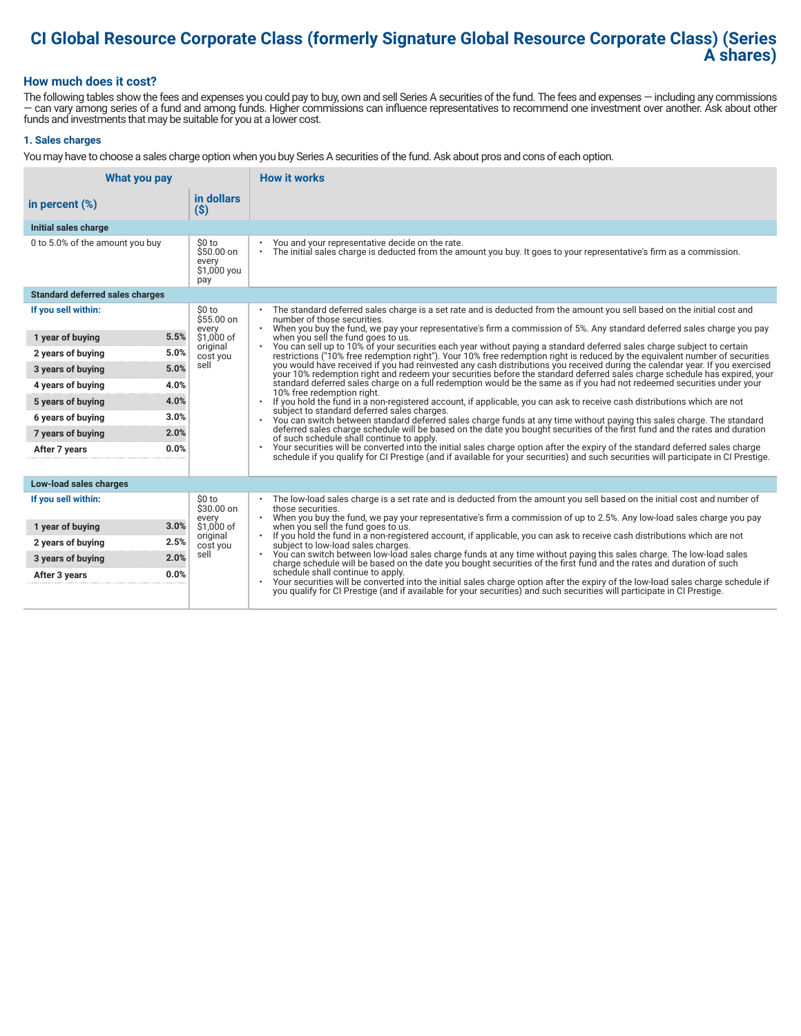# CI Global Resource Corporate Class (formerly Signature Global Resource Corporate Class) (Series A shares)

## How much does it cost?

The following tables show the fees and expenses you could pay to buy, own and sell Series A securities of the fund. The fees and expenses — including any commissions — can vary among series of a fund and among funds. Higher commissions can influence representatives to recommend one investment over another. Ask about other funds and investments that may be suitable for you at a lower cost.

### 1. Sales charges

You may have to choose a sales charge option when you buy Series A securities of the fund. Ask about pros and cons of each option.

| What you pay | | | How it works |
|---|---|---|---|
| **in percent (%)** | | **in dollars ($)** | |
| **Initial sales charge** | | | |
| 0 to 5.0% of the amount you buy | | $0 to $50.00 on every $1,000 you pay | • You and your representative decide on the rate.<br>• The initial sales charge is deducted from the amount you buy. It goes to your representative's firm as a commission. |
| **Standard deferred sales charges** | | | |
| **If you sell within:** | | $0 to $55.00 on every $1,000 of original cost you sell | • The standard deferred sales charge is a set rate and is deducted from the amount you sell based on the initial cost and number of those securities.<br>• When you buy the fund, we pay your representative's firm a commission of 5%. Any standard deferred sales charge you pay when you sell the fund goes to us.<br>• You can sell up to 10% of your securities each year without paying a standard deferred sales charge subject to certain restrictions ("10% free redemption right"). Your 10% free redemption right is reduced by the equivalent number of securities you would have received if you had reinvested any cash distributions you received during the calendar year. If you exercised your 10% redemption right and redeem your securities before the standard deferred sales charge schedule has expired, your standard deferred sales charge on a full redemption would be the same as if you had not redeemed securities under your 10% free redemption right.<br>• If you hold the fund in a non-registered account, if applicable, you can ask to receive cash distributions which are not subject to standard deferred sales charges.<br>• You can switch between standard deferred sales charge funds at any time without paying this sales charge. The standard deferred sales charge schedule will be based on the date you bought securities of the first fund and the rates and duration of such schedule shall continue to apply.<br>• Your securities will be converted into the initial sales charge option after the expiry of the standard deferred sales charge schedule if you qualify for CI Prestige (and if available for your securities) and such securities will participate in CI Prestige. |
| 1 year of buying | 5.5% | | |
| 2 years of buying | 5.0% | | |
| 3 years of buying | 5.0% | | |
| 4 years of buying | 4.0% | | |
| 5 years of buying | 4.0% | | |
| 6 years of buying | 3.0% | | |
| 7 years of buying | 2.0% | | |
| After 7 years | 0.0% | | |
| **Low-load sales charges** | | | |
| **If you sell within:** | | $0 to $30.00 on every $1,000 of original cost you sell | • The low-load sales charge is a set rate and is deducted from the amount you sell based on the initial cost and number of those securities.<br>• When you buy the fund, we pay your representative's firm a commission of up to 2.5%. Any low-load sales charge you pay when you sell the fund goes to us.<br>• If you hold the fund in a non-registered account, if applicable, you can ask to receive cash distributions which are not subject to low-load sales charges.<br>• You can switch between low-load sales charge funds at any time without paying this sales charge. The low-load sales charge schedule will be based on the date you bought securities of the first fund and the rates and duration of such schedule shall continue to apply.<br>• Your securities will be converted into the initial sales charge option after the expiry of the low-load sales charge schedule if you qualify for CI Prestige (and if available for your securities) and such securities will participate in CI Prestige. |
| 1 year of buying | 3.0% | | |
| 2 years of buying | 2.5% | | |
| 3 years of buying | 2.0% | | |
| After 3 years | 0.0% | | |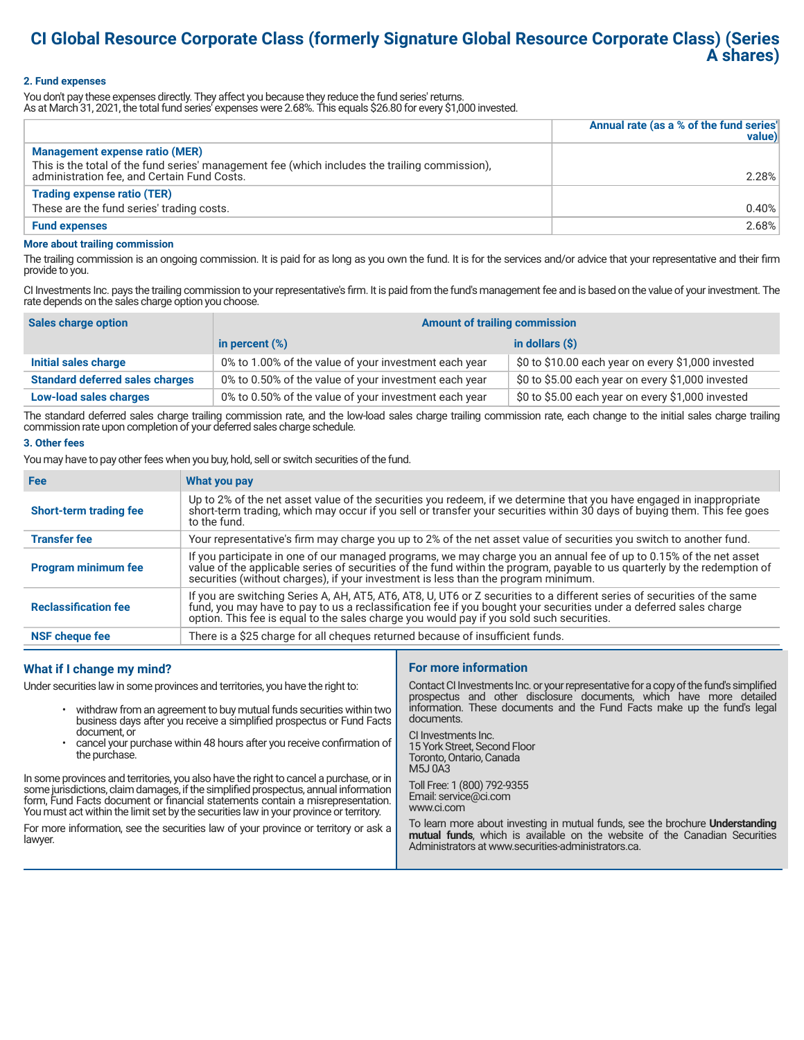# CI Global Resource Corporate Class (formerly Signature Global Resource Corporate Class) (Series A shares)

### 2. Fund expenses

You don't pay these expenses directly. They affect you because they reduce the fund series' returns.
As at March 31, 2021, the total fund series' expenses were 2.68%. This equals $26.80 for every $1,000 invested.

| | Annual rate (as a % of the fund series' value) |
|---|---|
| **Management expense ratio (MER)**<br>This is the total of the fund series' management fee (which includes the trailing commission), administration fee, and Certain Fund Costs. | 2.28% |
| **Trading expense ratio (TER)**<br>These are the fund series' trading costs. | 0.40% |
| **Fund expenses** | 2.68% |

#### More about trailing commission

The trailing commission is an ongoing commission. It is paid for as long as you own the fund. It is for the services and/or advice that your representative and their firm provide to you.

CI Investments Inc. pays the trailing commission to your representative's firm. It is paid from the fund's management fee and is based on the value of your investment. The rate depends on the sales charge option you choose.

| Sales charge option | Amount of trailing commission | |
|---|---|---|
| | in percent (%) | in dollars ($) |
| **Initial sales charge** | 0% to 1.00% of the value of your investment each year | $0 to $10.00 each year on every $1,000 invested |
| **Standard deferred sales charges** | 0% to 0.50% of the value of your investment each year | $0 to $5.00 each year on every $1,000 invested |
| **Low-load sales charges** | 0% to 0.50% of the value of your investment each year | $0 to $5.00 each year on every $1,000 invested |

The standard deferred sales charge trailing commission rate, and the low-load sales charge trailing commission rate, each change to the initial sales charge trailing commission rate upon completion of your deferred sales charge schedule.

### 3. Other fees

You may have to pay other fees when you buy, hold, sell or switch securities of the fund.

| Fee | What you pay |
|---|---|
| **Short-term trading fee** | Up to 2% of the net asset value of the securities you redeem, if we determine that you have engaged in inappropriate short-term trading, which may occur if you sell or transfer your securities within 30 days of buying them. This fee goes to the fund. |
| **Transfer fee** | Your representative's firm may charge you up to 2% of the net asset value of securities you switch to another fund. |
| **Program minimum fee** | If you participate in one of our managed programs, we may charge you an annual fee of up to 0.15% of the net asset value of the applicable series of securities of the fund within the program, payable to us quarterly by the redemption of securities (without charges), if your investment is less than the program minimum. |
| **Reclassification fee** | If you are switching Series A, AH, AT5, AT6, AT8, U, UT6 or Z securities to a different series of securities of the same fund, you may have to pay to us a reclassification fee if you bought your securities under a deferred sales charge option. This fee is equal to the sales charge you would pay if you sold such securities. |
| **NSF cheque fee** | There is a $25 charge for all cheques returned because of insufficient funds. |

## What if I change my mind?

Under securities law in some provinces and territories, you have the right to:

- withdraw from an agreement to buy mutual funds securities within two business days after you receive a simplified prospectus or Fund Facts document, or
- cancel your purchase within 48 hours after you receive confirmation of the purchase.

In some provinces and territories, you also have the right to cancel a purchase, or in some jurisdictions, claim damages, if the simplified prospectus, annual information form, Fund Facts document or financial statements contain a misrepresentation. You must act within the limit set by the securities law in your province or territory.

For more information, see the securities law of your province or territory or ask a lawyer.

## For more information

Contact CI Investments Inc. or your representative for a copy of the fund's simplified prospectus and other disclosure documents, which have more detailed information. These documents and the Fund Facts make up the fund's legal documents.

CI Investments Inc.
15 York Street, Second Floor
Toronto, Ontario, Canada
M5J 0A3

Toll Free: 1 (800) 792-9355
Email: service@ci.com
www.ci.com

To learn more about investing in mutual funds, see the brochure **Understanding mutual funds**, which is available on the website of the Canadian Securities Administrators at www.securities-administrators.ca.